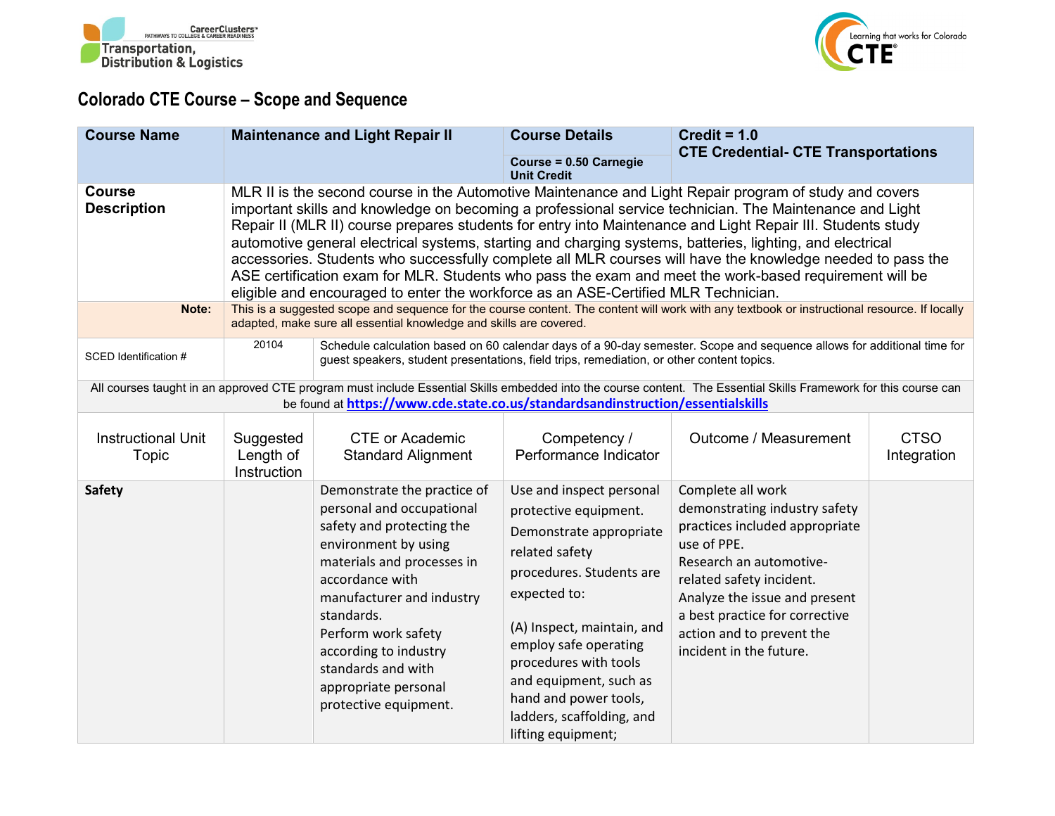Career Clusters™ PATHWAYS TO COLLEGE & CAREER READINESS
Transportation, Distribution & Logistics

Learning that works for Colorado CTE®

# Colorado CTE Course – Scope and Sequence

| Course Name | Maintenance and Light Repair II | Course Details | Credit = 1.0 CTE Credential- CTE Transportations |
|---|---|---|---|
| | | Course = 0.50 Carnegie Unit Credit | |

| | |
|---|---|
| **Course Description** | MLR II is the second course in the Automotive Maintenance and Light Repair program of study and covers important skills and knowledge on becoming a professional service technician. The Maintenance and Light Repair II (MLR II) course prepares students for entry into Maintenance and Light Repair III. Students study automotive general electrical systems, starting and charging systems, batteries, lighting, and electrical accessories. Students who successfully complete all MLR courses will have the knowledge needed to pass the ASE certification exam for MLR. Students who pass the exam and meet the work-based requirement will be eligible and encouraged to enter the workforce as an ASE-Certified MLR Technician. |
| **Note:** | This is a suggested scope and sequence for the course content. The content will work with any textbook or instructional resource. If locally adapted, make sure all essential knowledge and skills are covered. |

| SCED Identification # | 20104 | Schedule calculation based on 60 calendar days of a 90-day semester. Scope and sequence allows for additional time for guest speakers, student presentations, field trips, remediation, or other content topics. |
|---|---|---|

All courses taught in an approved CTE program must include Essential Skills embedded into the course content. The Essential Skills Framework for this course can be found at https://www.cde.state.co.us/standardsandinstruction/essentialskills

| Instructional Unit Topic | Suggested Length of Instruction | CTE or Academic Standard Alignment | Competency / Performance Indicator | Outcome / Measurement | CTSO Integration |
|---|---|---|---|---|---|
| **Safety** | | Demonstrate the practice of personal and occupational safety and protecting the environment by using materials and processes in accordance with manufacturer and industry standards.<br>Perform work safety according to industry standards and with appropriate personal protective equipment. | Use and inspect personal protective equipment.<br>Demonstrate appropriate related safety procedures. Students are expected to:<br><br>(A) Inspect, maintain, and employ safe operating procedures with tools and equipment, such as hand and power tools, ladders, scaffolding, and lifting equipment; | Complete all work demonstrating industry safety practices included appropriate use of PPE.<br>Research an automotive-related safety incident.<br>Analyze the issue and present a best practice for corrective action and to prevent the incident in the future. | |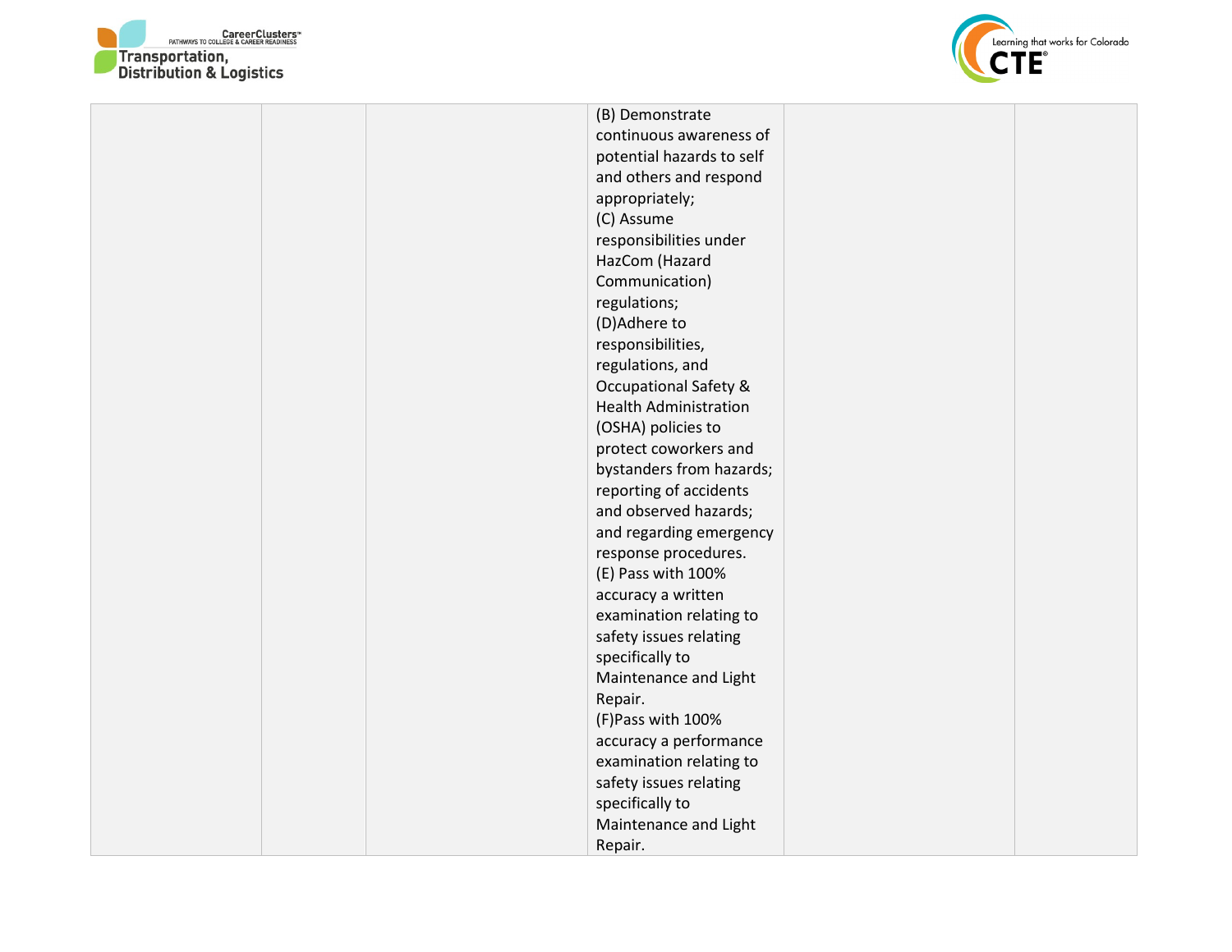| | | | | | |
|---|---|---|---|---|---|
| | | | (B) Demonstrate continuous awareness of potential hazards to self and others and respond appropriately;<br>(C) Assume responsibilities under HazCom (Hazard Communication) regulations;<br>(D)Adhere to responsibilities, regulations, and Occupational Safety & Health Administration (OSHA) policies to protect coworkers and bystanders from hazards; reporting of accidents and observed hazards; and regarding emergency response procedures.<br>(E) Pass with 100% accuracy a written examination relating to safety issues relating specifically to Maintenance and Light Repair.<br>(F)Pass with 100% accuracy a performance examination relating to safety issues relating specifically to Maintenance and Light Repair. | | |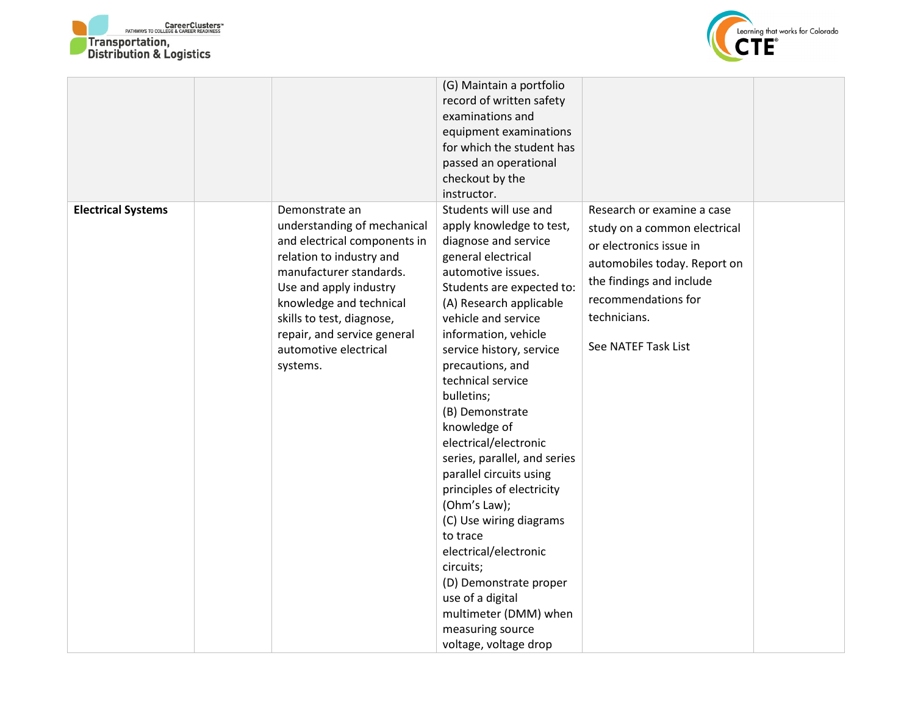| | | | | | |
|---|---|---|---|---|---|
| | | | (G) Maintain a portfolio record of written safety examinations and equipment examinations for which the student has passed an operational checkout by the instructor. | | |
| **Electrical Systems** | | Demonstrate an understanding of mechanical and electrical components in relation to industry and manufacturer standards. Use and apply industry knowledge and technical skills to test, diagnose, repair, and service general automotive electrical systems. | Students will use and apply knowledge to test, diagnose and service general electrical automotive issues. Students are expected to: (A) Research applicable vehicle and service information, vehicle service history, service precautions, and technical service bulletins; (B) Demonstrate knowledge of electrical/electronic series, parallel, and series parallel circuits using principles of electricity (Ohm's Law); (C) Use wiring diagrams to trace electrical/electronic circuits; (D) Demonstrate proper use of a digital multimeter (DMM) when measuring source voltage, voltage drop | Research or examine a case study on a common electrical or electronics issue in automobiles today. Report on the findings and include recommendations for technicians.<br><br>See NATEF Task List | |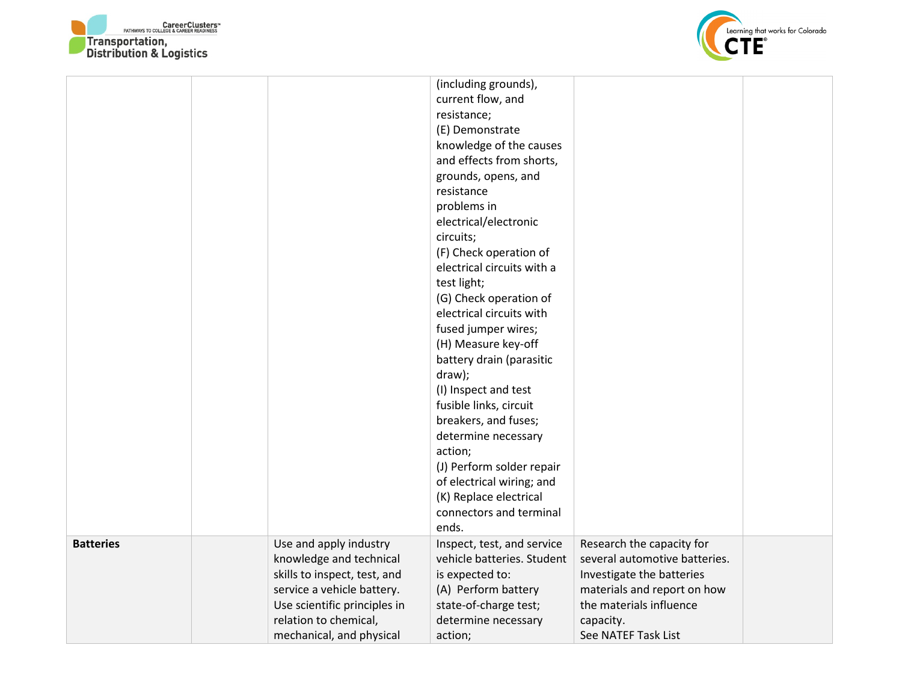| | | | | | |
|---|---|---|---|---|---|
| | | | (including grounds), current flow, and resistance;<br>(E) Demonstrate knowledge of the causes and effects from shorts, grounds, opens, and resistance problems in electrical/electronic circuits;<br>(F) Check operation of electrical circuits with a test light;<br>(G) Check operation of electrical circuits with fused jumper wires;<br>(H) Measure key-off battery drain (parasitic draw);<br>(I) Inspect and test fusible links, circuit breakers, and fuses; determine necessary action;<br>(J) Perform solder repair of electrical wiring; and<br>(K) Replace electrical connectors and terminal ends. | | |
| **Batteries** | | Use and apply industry knowledge and technical skills to inspect, test, and service a vehicle battery. Use scientific principles in relation to chemical, mechanical, and physical | Inspect, test, and service vehicle batteries. Student is expected to:<br>(A) Perform battery state-of-charge test; determine necessary action; | Research the capacity for several automotive batteries. Investigate the batteries materials and report on how the materials influence capacity.<br>See NATEF Task List | |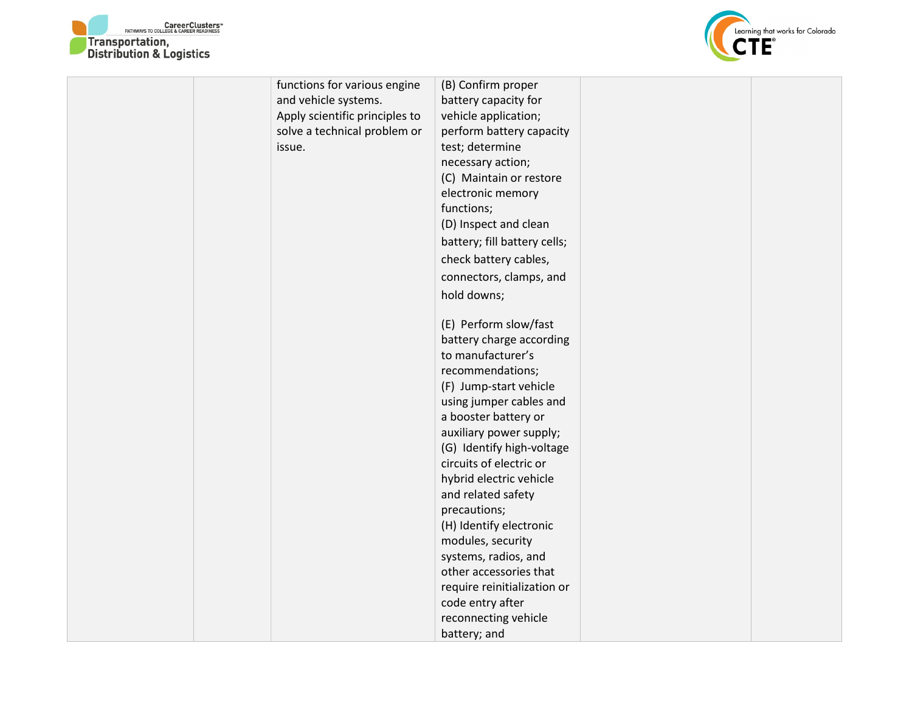| | | | | | |
|---|---|---|---|---|---|
| | | functions for various engine and vehicle systems.<br>Apply scientific principles to solve a technical problem or issue. | (B) Confirm proper battery capacity for vehicle application; perform battery capacity test; determine necessary action;<br>(C) Maintain or restore electronic memory functions;<br>(D) Inspect and clean battery; fill battery cells; check battery cables, connectors, clamps, and hold downs;<br><br>(E) Perform slow/fast battery charge according to manufacturer's recommendations;<br>(F) Jump-start vehicle using jumper cables and a booster battery or auxiliary power supply;<br>(G) Identify high-voltage circuits of electric or hybrid electric vehicle and related safety precautions;<br>(H) Identify electronic modules, security systems, radios, and other accessories that require reinitialization or code entry after reconnecting vehicle battery; and | | |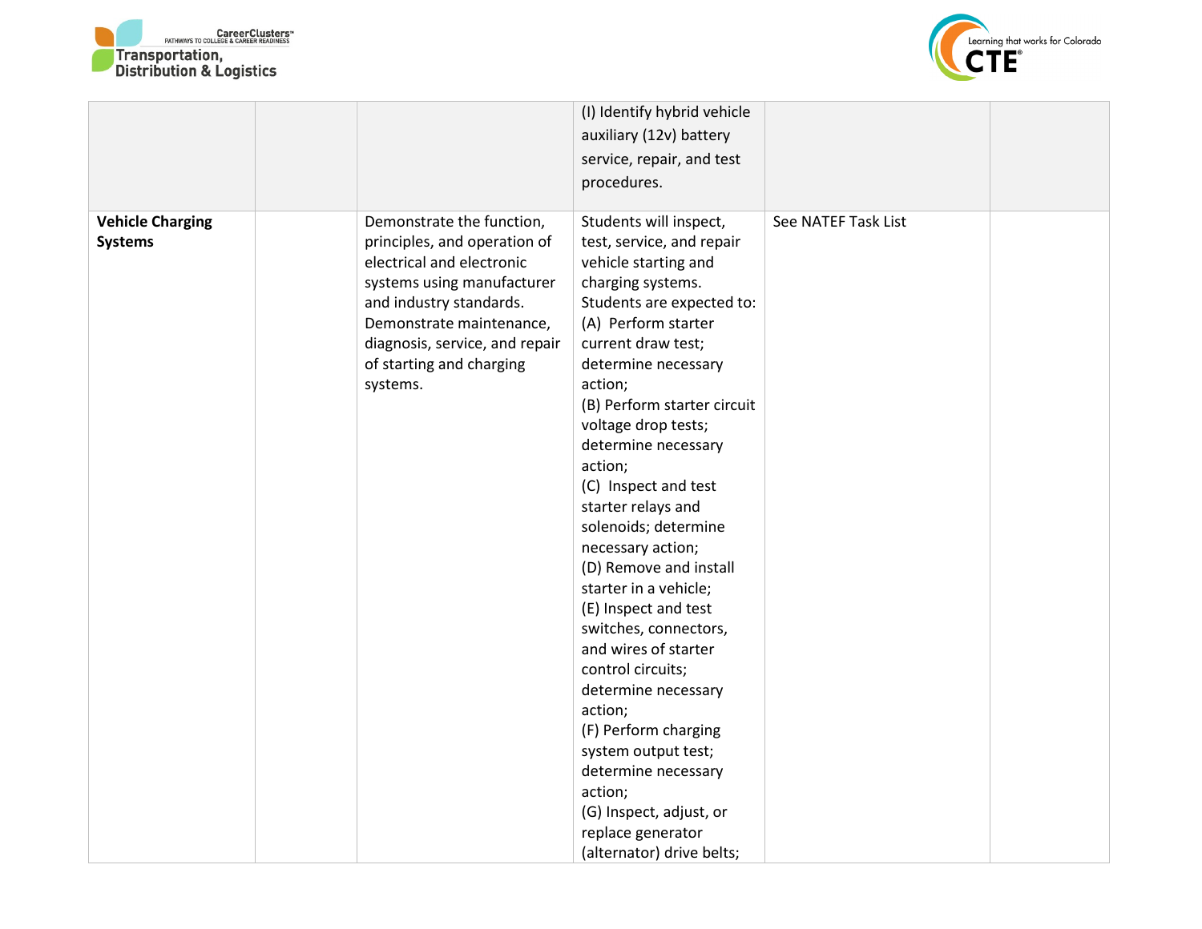| | | | | | |
|---|---|---|---|---|---|
| | | | (I) Identify hybrid vehicle auxiliary (12v) battery service, repair, and test procedures. | | |
| **Vehicle Charging Systems** | | Demonstrate the function, principles, and operation of electrical and electronic systems using manufacturer and industry standards. Demonstrate maintenance, diagnosis, service, and repair of starting and charging systems. | Students will inspect, test, service, and repair vehicle starting and charging systems. Students are expected to: (A) Perform starter current draw test; determine necessary action; (B) Perform starter circuit voltage drop tests; determine necessary action; (C) Inspect and test starter relays and solenoids; determine necessary action; (D) Remove and install starter in a vehicle; (E) Inspect and test switches, connectors, and wires of starter control circuits; determine necessary action; (F) Perform charging system output test; determine necessary action; (G) Inspect, adjust, or replace generator (alternator) drive belts; | See NATEF Task List | |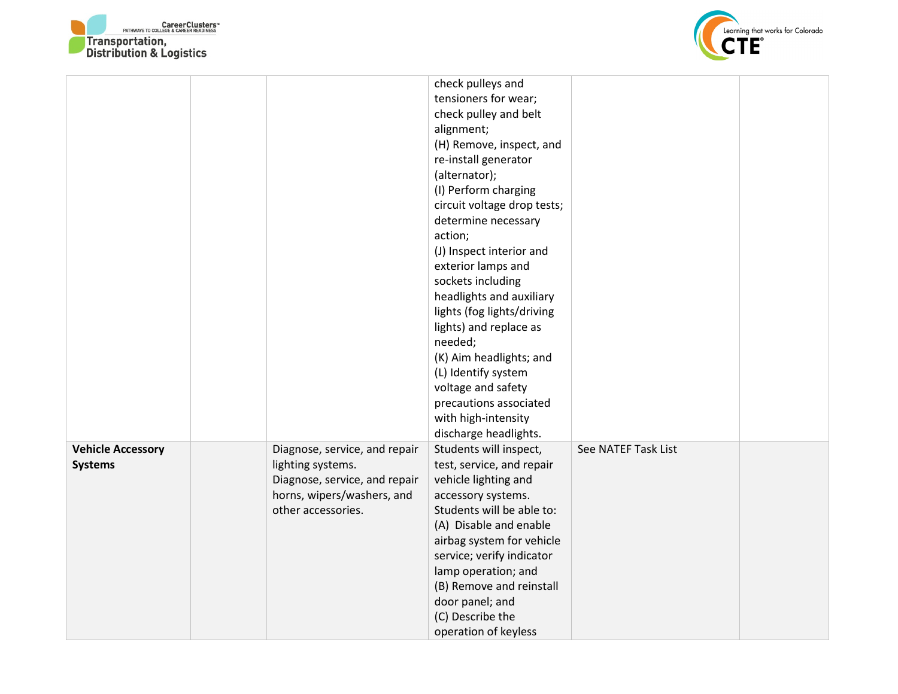| | | | | | |
|---|---|---|---|---|---|
| | | | check pulleys and tensioners for wear; check pulley and belt alignment;<br>(H) Remove, inspect, and re-install generator (alternator);<br>(I) Perform charging circuit voltage drop tests; determine necessary action;<br>(J) Inspect interior and exterior lamps and sockets including headlights and auxiliary lights (fog lights/driving lights) and replace as needed;<br>(K) Aim headlights; and<br>(L) Identify system voltage and safety precautions associated with high-intensity discharge headlights. | | |
| **Vehicle Accessory Systems** | | Diagnose, service, and repair lighting systems.<br>Diagnose, service, and repair horns, wipers/washers, and other accessories. | Students will inspect, test, service, and repair vehicle lighting and accessory systems.<br>Students will be able to:<br>(A) Disable and enable airbag system for vehicle service; verify indicator lamp operation; and<br>(B) Remove and reinstall door panel; and<br>(C) Describe the operation of keyless | See NATEF Task List | |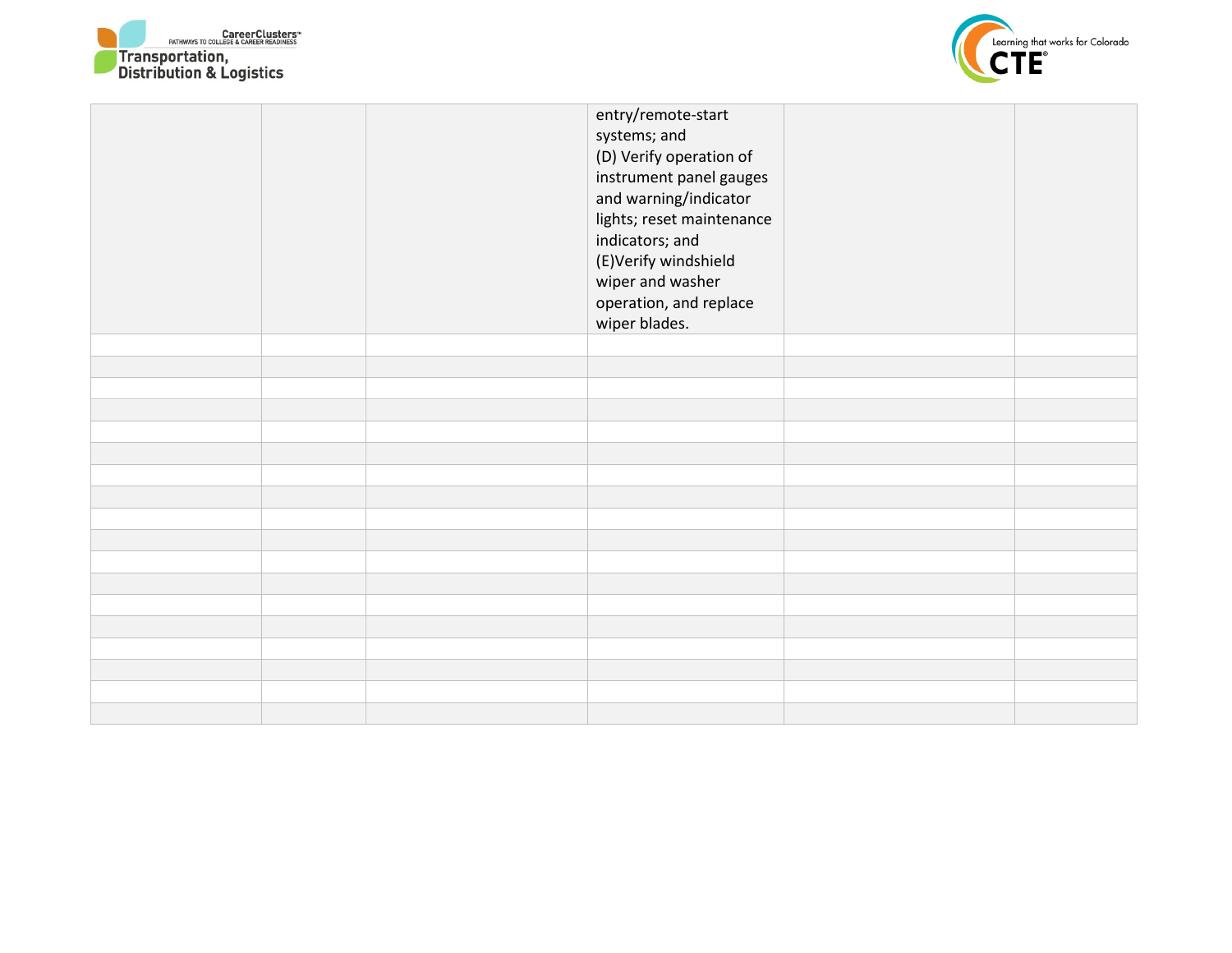| | | | | | |
|---|---|---|---|---|---|
| | | | entry/remote-start systems; and<br>(D) Verify operation of instrument panel gauges and warning/indicator lights; reset maintenance indicators; and<br>(E)Verify windshield wiper and washer operation, and replace wiper blades. | | |
| | | | | | |
| | | | | | |
| | | | | | |
| | | | | | |
| | | | | | |
| | | | | | |
| | | | | | |
| | | | | | |
| | | | | | |
| | | | | | |
| | | | | | |
| | | | | | |
| | | | | | |
| | | | | | |
| | | | | | |
| | | | | | |
| | | | | | |
| | | | | | |